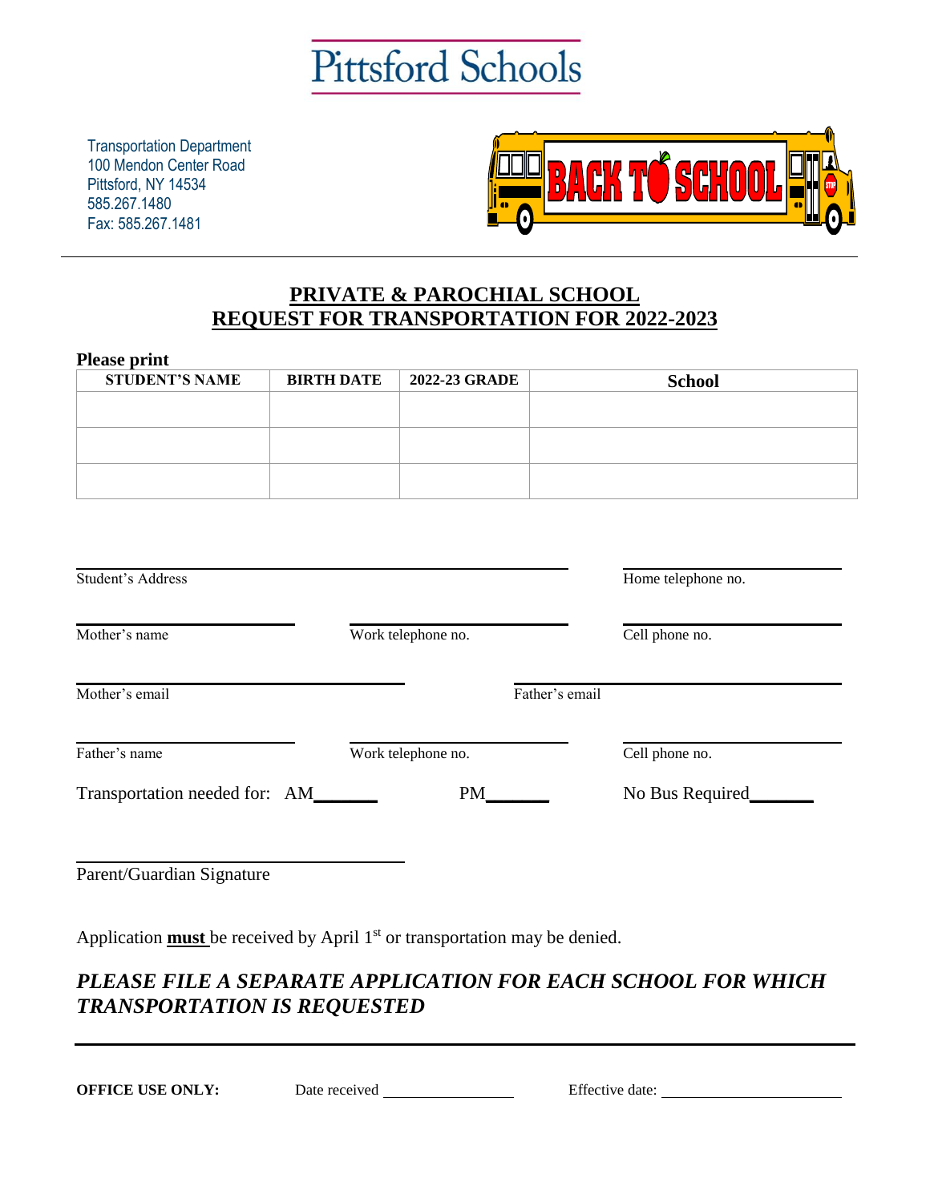# Pittsford Schools

Transportation Department
100 Mendon Center Road
Pittsford, NY 14534
585.267.1480
Fax: 585.267.1481

## PRIVATE & PAROCHIAL SCHOOL REQUEST FOR TRANSPORTATION FOR 2022-2023

**Please print**

| STUDENT'S NAME | BIRTH DATE | 2022-23 GRADE | School |
|---|---|---|---|
| | | | |
| | | | |
| | | | |

Student's Address ______________________ Home telephone no. ______________________

Mother's name ______________________ Work telephone no. ______________________ Cell phone no. ______________________

Mother's email ______________________ Father's email ______________________

Father's name ______________________ Work telephone no. ______________________ Cell phone no. ______________________

Transportation needed for: AM_______ PM_______ No Bus Required_______

______________________
Parent/Guardian Signature

Application **must** be received by April 1st or transportation may be denied.

***PLEASE FILE A SEPARATE APPLICATION FOR EACH SCHOOL FOR WHICH TRANSPORTATION IS REQUESTED***

---

**OFFICE USE ONLY:** Date received ________________ Effective date: ______________________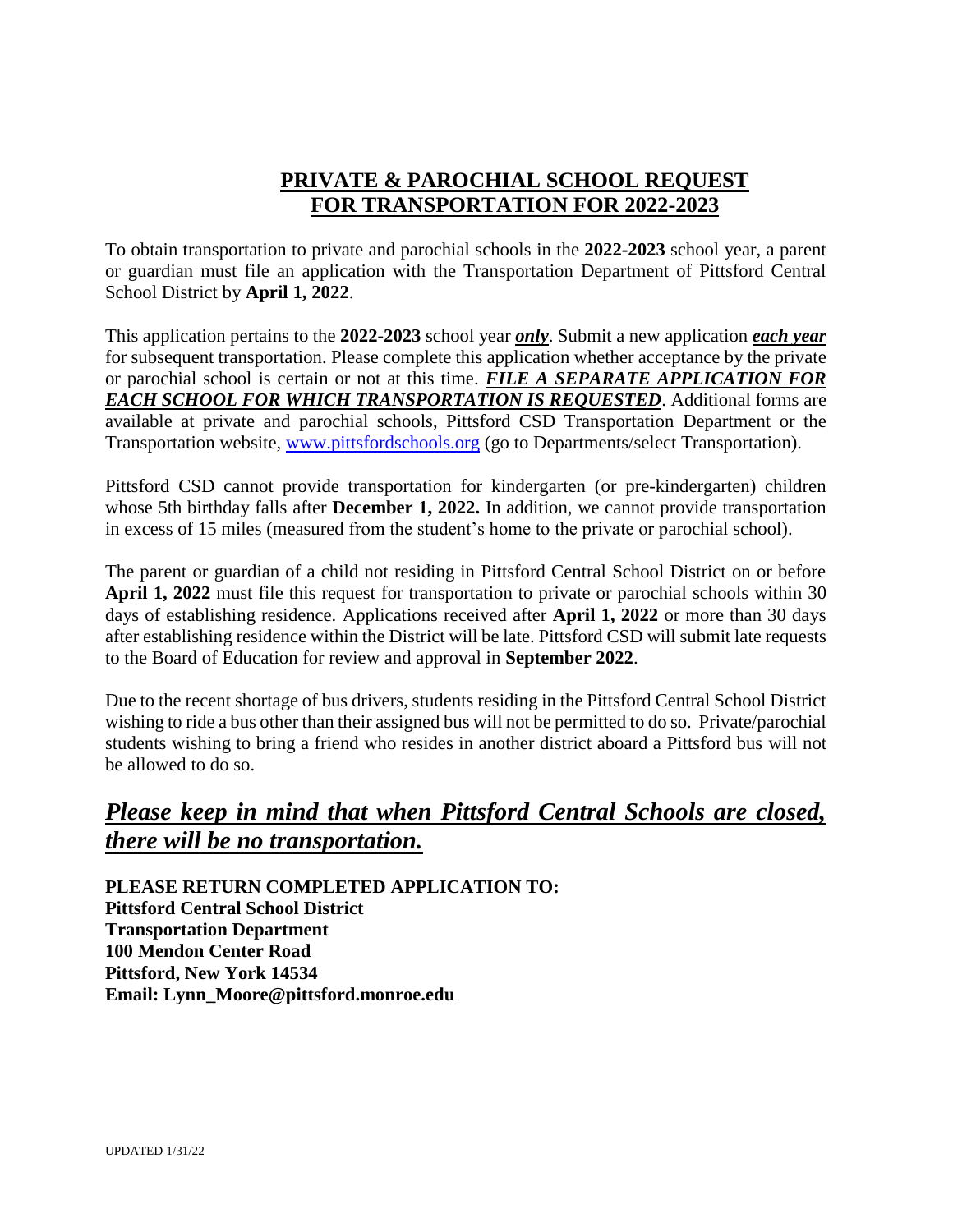# **PRIVATE & PAROCHIAL SCHOOL REQUEST FOR TRANSPORTATION FOR 2022-2023**

To obtain transportation to private and parochial schools in the **2022-2023** school year, a parent or guardian must file an application with the Transportation Department of Pittsford Central School District by **April 1, 2022**.

This application pertains to the **2022-2023** school year ***only***. Submit a new application ***each year*** for subsequent transportation. Please complete this application whether acceptance by the private or parochial school is certain or not at this time. ***FILE A SEPARATE APPLICATION FOR EACH SCHOOL FOR WHICH TRANSPORTATION IS REQUESTED***. Additional forms are available at private and parochial schools, Pittsford CSD Transportation Department or the Transportation website, www.pittsfordschools.org (go to Departments/select Transportation).

Pittsford CSD cannot provide transportation for kindergarten (or pre-kindergarten) children whose 5th birthday falls after **December 1, 2022.** In addition, we cannot provide transportation in excess of 15 miles (measured from the student's home to the private or parochial school).

The parent or guardian of a child not residing in Pittsford Central School District on or before **April 1, 2022** must file this request for transportation to private or parochial schools within 30 days of establishing residence. Applications received after **April 1, 2022** or more than 30 days after establishing residence within the District will be late. Pittsford CSD will submit late requests to the Board of Education for review and approval in **September 2022**.

Due to the recent shortage of bus drivers, students residing in the Pittsford Central School District wishing to ride a bus other than their assigned bus will not be permitted to do so. Private/parochial students wishing to bring a friend who resides in another district aboard a Pittsford bus will not be allowed to do so.

## ***Please keep in mind that when Pittsford Central Schools are closed, there will be no transportation.***

**PLEASE RETURN COMPLETED APPLICATION TO:**
**Pittsford Central School District**
**Transportation Department**
**100 Mendon Center Road**
**Pittsford, New York 14534**
**Email: Lynn_Moore@pittsford.monroe.edu**

UPDATED 1/31/22